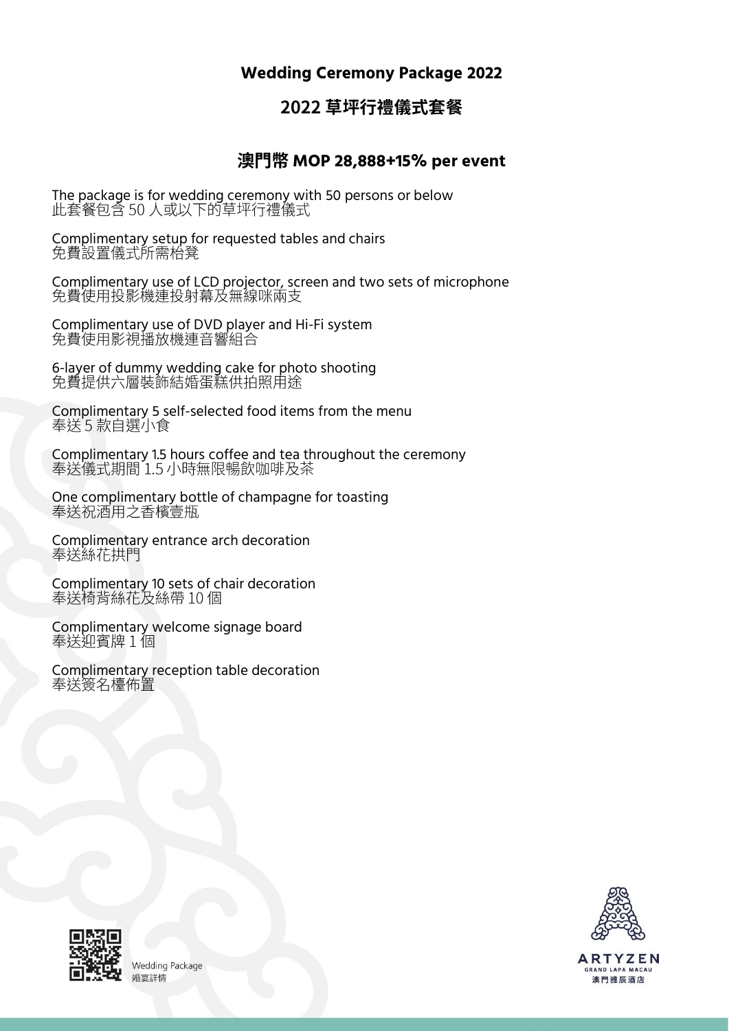## Wedding Ceremony Package 2022

## 2022 草坪行禮儀式套餐

### 澳門幣 MOP 28,888+15% per event

The package is for wedding ceremony with 50 persons or below
此套餐包含 50 人或以下的草坪行禮儀式

Complimentary setup for requested tables and chairs
免費設置儀式所需枱凳

Complimentary use of LCD projector, screen and two sets of microphone
免費使用投影機連投射幕及無線咪兩支

Complimentary use of DVD player and Hi-Fi system
免費使用影視播放機連音響組合

6-layer of dummy wedding cake for photo shooting
免費提供六層裝飾結婚蛋糕供拍照用途

Complimentary 5 self-selected food items from the menu
奉送 5 款自選小食

Complimentary 1.5 hours coffee and tea throughout the ceremony
奉送儀式期間 1.5 小時無限暢飲咖啡及茶

One complimentary bottle of champagne for toasting
奉送祝酒用之香檳壹瓶

Complimentary entrance arch decoration
奉送絲花拱門

Complimentary 10 sets of chair decoration
奉送椅背絲花及絲帶 10 個

Complimentary welcome signage board
奉送迎賓牌 1 個

Complimentary reception table decoration
奉送簽名檯佈置

Wedding Package
婚宴詳情

ARTYZEN
GRAND LAPA MACAU
澳門雅辰酒店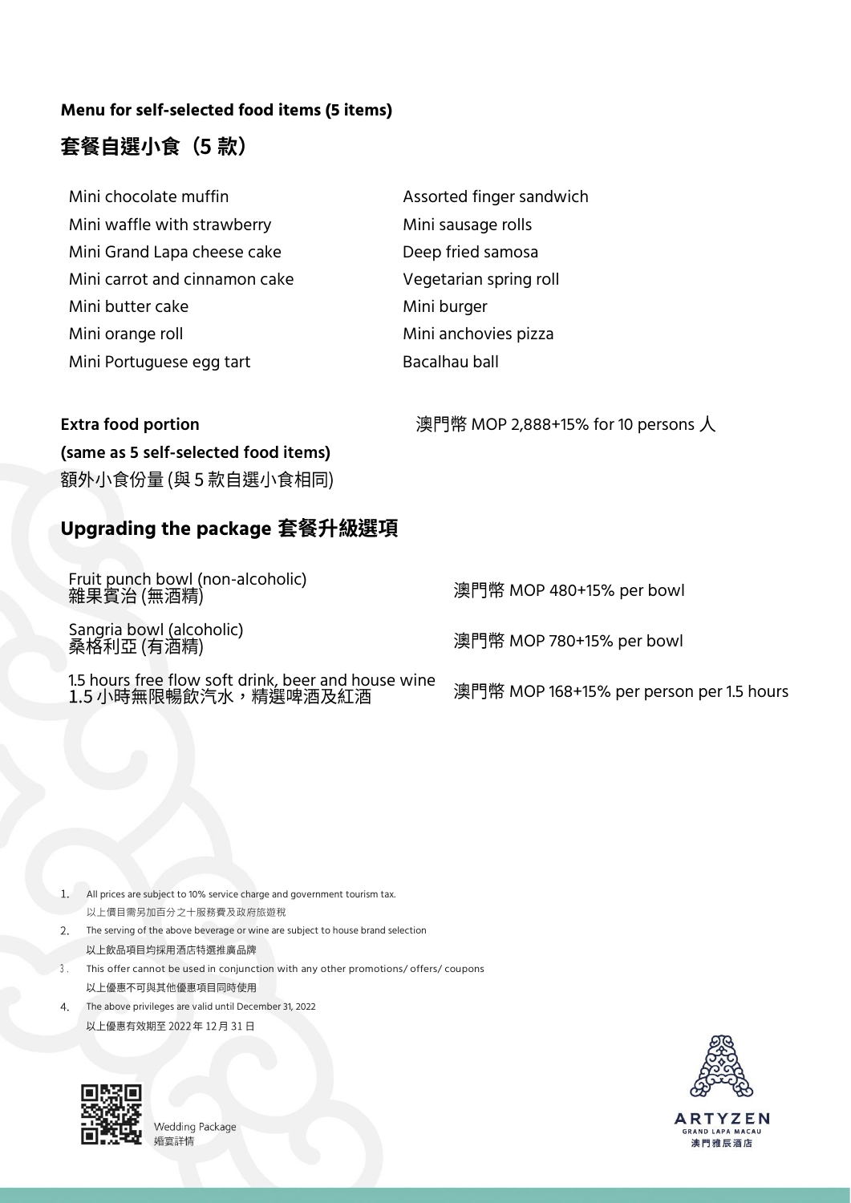**Menu for self-selected food items (5 items)**

## 套餐自選小食（5 款）

- Mini chocolate muffin
- Mini waffle with strawberry
- Mini Grand Lapa cheese cake
- Mini carrot and cinnamon cake
- Mini butter cake
- Mini orange roll
- Mini Portuguese egg tart
- Assorted finger sandwich
- Mini sausage rolls
- Deep fried samosa
- Vegetarian spring roll
- Mini burger
- Mini anchovies pizza
- Bacalhau ball

**Extra food portion**
**(same as 5 self-selected food items)**
額外小食份量 (與 5 款自選小食相同)

澳門幣 MOP 2,888+15% for 10 persons 人

## Upgrading the package 套餐升級選項

| | |
|---|---|
| Fruit punch bowl (non-alcoholic) 雜果賓治 (無酒精) | 澳門幣 MOP 480+15% per bowl |
| Sangria bowl (alcoholic) 桑格利亞 (有酒精) | 澳門幣 MOP 780+15% per bowl |
| 1.5 hours free flow soft drink, beer and house wine 1.5 小時無限暢飲汽水，精選啤酒及紅酒 | 澳門幣 MOP 168+15% per person per 1.5 hours |

1. All prices are subject to 10% service charge and government tourism tax.
   以上價目需另加百分之十服務費及政府旅遊稅
2. The serving of the above beverage or wine are subject to house brand selection
   以上飲品項目均採用酒店特選推廣品牌
3. This offer cannot be used in conjunction with any promotions/ offers/ coupons
   以上優惠不可與其他優惠項目同時使用
4. The above privileges are valid until December 31, 2022
   以上優惠有效期至 2022 年 12 月 31 日

Wedding Package
婚宴詳情

ARTYZEN
GRAND LAPA MACAU
澳門雅辰酒店